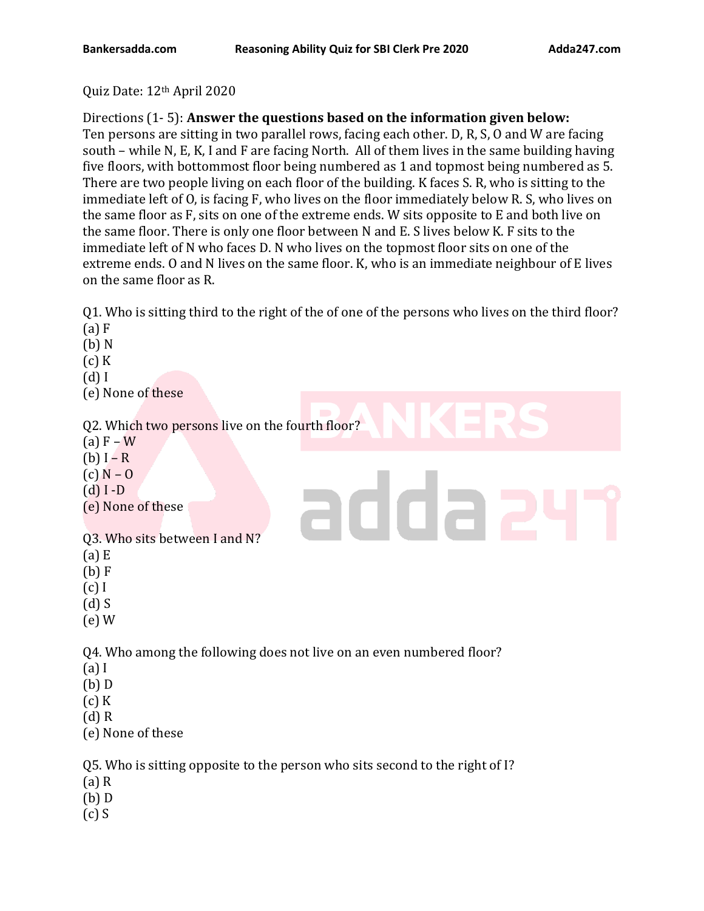Quiz Date: 12th April 2020

Directions (1- 5): **Answer the questions based on the information given below:**
Ten persons are sitting in two parallel rows, facing each other. D, R, S, O and W are facing south – while N, E, K, I and F are facing North. All of them lives in the same building having five floors, with bottommost floor being numbered as 1 and topmost being numbered as 5. There are two people living on each floor of the building. K faces S. R, who is sitting to the immediate left of O, is facing F, who lives on the floor immediately below R. S, who lives on the same floor as F, sits on one of the extreme ends. W sits opposite to E and both live on the same floor. There is only one floor between N and E. S lives below K. F sits to the immediate left of N who faces D. N who lives on the topmost floor sits on one of the extreme ends. O and N lives on the same floor. K, who is an immediate neighbour of E lives on the same floor as R.

Q1. Who is sitting third to the right of the of one of the persons who lives on the third floor?
(a) F
(b) N
(c) K
(d) I
(e) None of these

Q2. Which two persons live on the fourth floor?
(a) F – W
(b) I – R
(c) N – O
(d) I -D
(e) None of these

Q3. Who sits between I and N?
(a) E
(b) F
(c) I
(d) S
(e) W

Q4. Who among the following does not live on an even numbered floor?
(a) I
(b) D
(c) K
(d) R
(e) None of these

Q5. Who is sitting opposite to the person who sits second to the right of I?
(a) R
(b) D
(c) S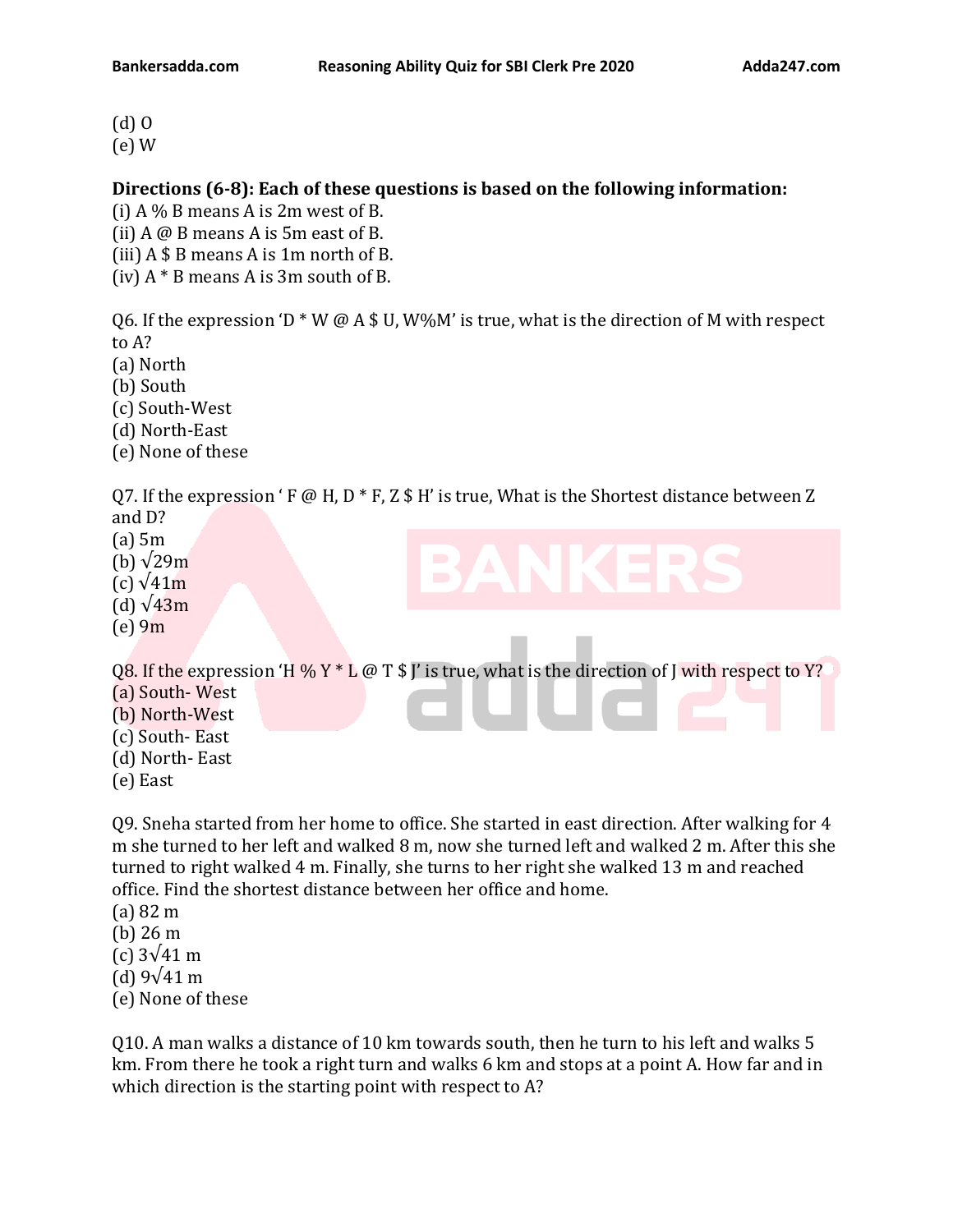(d) O
(e) W

**Directions (6-8): Each of these questions is based on the following information:**
(i) A % B means A is 2m west of B.
(ii) A @ B means A is 5m east of B.
(iii) A $ B means A is 1m north of B.
(iv) A * B means A is 3m south of B.

Q6. If the expression 'D * W @ A $ U, W%M' is true, what is the direction of M with respect to A?
(a) North
(b) South
(c) South-West
(d) North-East
(e) None of these

Q7. If the expression ' F @ H, D * F, Z $ H' is true, What is the Shortest distance between Z and D?
(a) 5m
(b) $\sqrt{29}$m
(c) $\sqrt{41}$m
(d) $\sqrt{43}$m
(e) 9m

Q8. If the expression 'H % Y * L @ T $ J' is true, what is the direction of J with respect to Y?
(a) South- West
(b) North-West
(c) South- East
(d) North- East
(e) East

Q9. Sneha started from her home to office. She started in east direction. After walking for 4 m she turned to her left and walked 8 m, now she turned left and walked 2 m. After this she turned to right walked 4 m. Finally, she turns to her right she walked 13 m and reached office. Find the shortest distance between her office and home.
(a) 82 m
(b) 26 m
(c) $3\sqrt{41}$ m
(d) $9\sqrt{41}$ m
(e) None of these

Q10. A man walks a distance of 10 km towards south, then he turn to his left and walks 5 km. From there he took a right turn and walks 6 km and stops at a point A. How far and in which direction is the starting point with respect to A?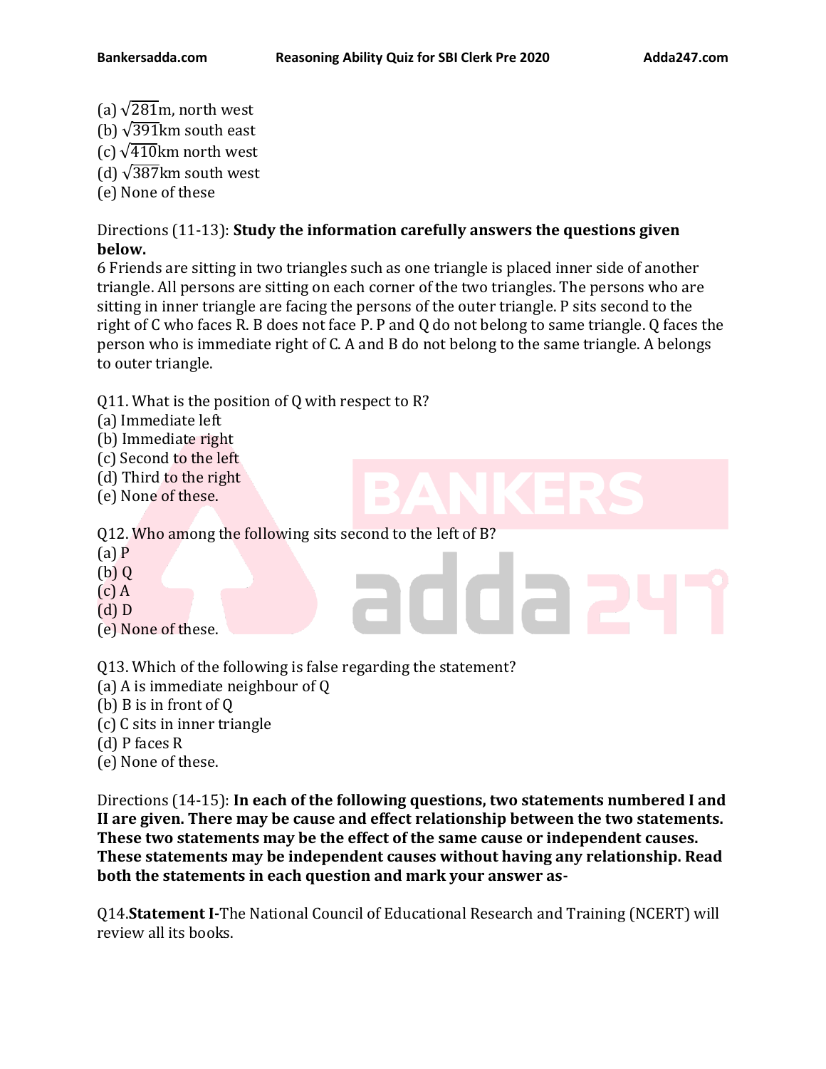(a) $\sqrt{281}$m, north west
(b) $\sqrt{391}$km south east
(c) $\sqrt{410}$km north west
(d) $\sqrt{387}$km south west
(e) None of these

Directions (11-13): **Study the information carefully answers the questions given below.**
6 Friends are sitting in two triangles such as one triangle is placed inner side of another triangle. All persons are sitting on each corner of the two triangles. The persons who are sitting in inner triangle are facing the persons of the outer triangle. P sits second to the right of C who faces R. B does not face P. P and Q do not belong to same triangle. Q faces the person who is immediate right of C. A and B do not belong to the same triangle. A belongs to outer triangle.

Q11. What is the position of Q with respect to R?
(a) Immediate left
(b) Immediate right
(c) Second to the left
(d) Third to the right
(e) None of these.

Q12. Who among the following sits second to the left of B?
(a) P
(b) Q
(c) A
(d) D
(e) None of these.

Q13. Which of the following is false regarding the statement?
(a) A is immediate neighbour of Q
(b) B is in front of Q
(c) C sits in inner triangle
(d) P faces R
(e) None of these.

Directions (14-15): **In each of the following questions, two statements numbered I and II are given. There may be cause and effect relationship between the two statements. These two statements may be the effect of the same cause or independent causes. These statements may be independent causes without having any relationship. Read both the statements in each question and mark your answer as-**

Q14.**Statement I-**The National Council of Educational Research and Training (NCERT) will review all its books.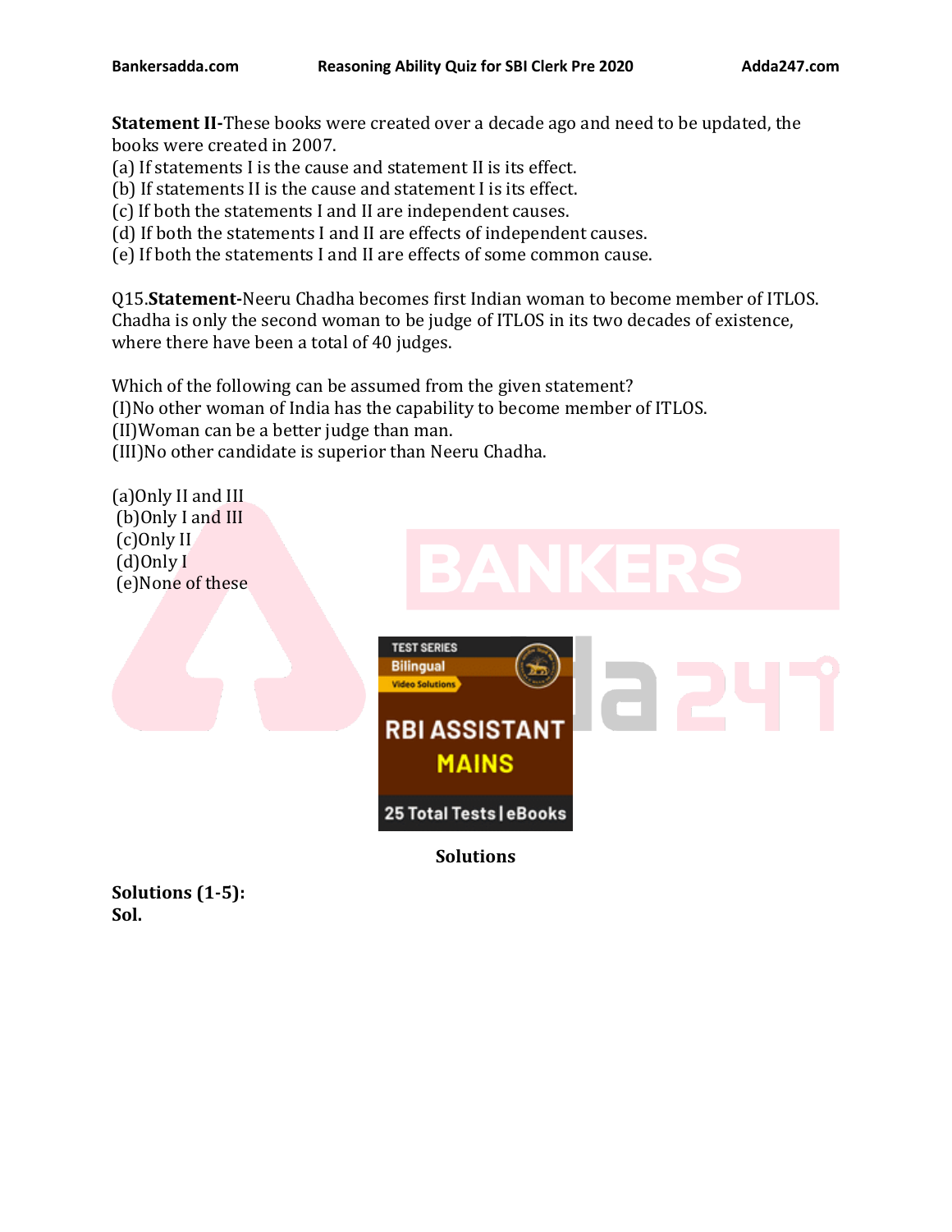**Statement II-**These books were created over a decade ago and need to be updated, the books were created in 2007.

(a) If statements I is the cause and statement II is its effect.
(b) If statements II is the cause and statement I is its effect.
(c) If both the statements I and II are independent causes.
(d) If both the statements I and II are effects of independent causes.
(e) If both the statements I and II are effects of some common cause.

Q15.**Statement-**Neeru Chadha becomes first Indian woman to become member of ITLOS. Chadha is only the second woman to be judge of ITLOS in its two decades of existence, where there have been a total of 40 judges.

Which of the following can be assumed from the given statement?
(I)No other woman of India has the capability to become member of ITLOS.
(II)Woman can be a better judge than man.
(III)No other candidate is superior than Neeru Chadha.

(a)Only II and III
(b)Only I and III
(c)Only II
(d)Only I
(e)None of these

**Solutions**

**Solutions (1-5):**
**Sol.**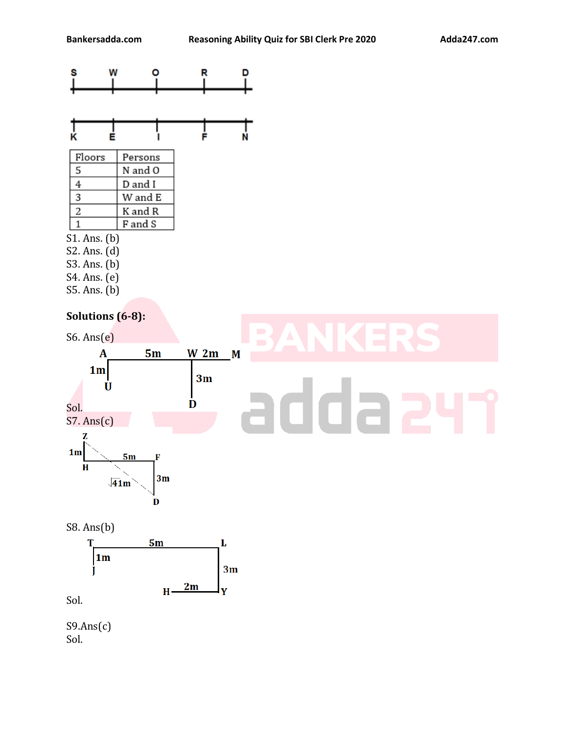S W O R D

K E I F N

| Floors | Persons |
|---|---|
| 5 | N and O |
| 4 | D and I |
| 3 | W and E |
| 2 | K and R |
| 1 | F and S |

S1. Ans. (b)
S2. Ans. (d)
S3. Ans. (b)
S4. Ans. (e)
S5. Ans. (b)

**Solutions (6-8):**

S6. Ans(e)

A 5m W 2m M
1m U
3m D

Sol.

S7. Ans(c)

Z 1m H 5m F 3m D √41m

S8. Ans(b)

T 5m L
1m J
3m
H 2m Y

Sol.

S9.Ans(c)
Sol.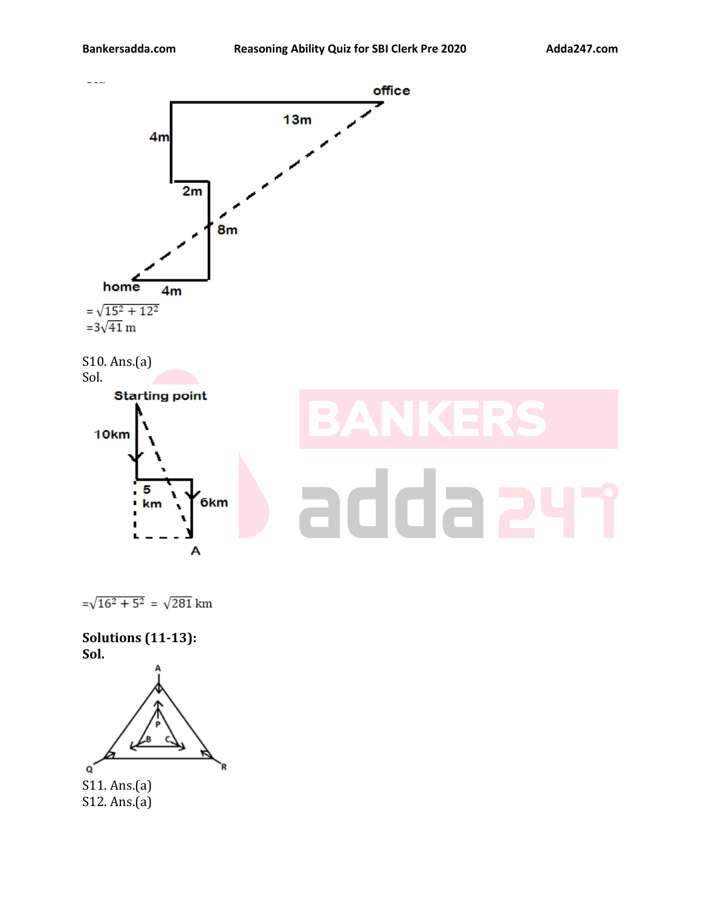$= \sqrt{15^2 + 12^2}$

$= 3\sqrt{41}$ m

S10. Ans.(a)

Sol.

$= \sqrt{16^2 + 5^2} = \sqrt{281}$ km

**Solutions (11-13):**

**Sol.**

S11. Ans.(a)

S12. Ans.(a)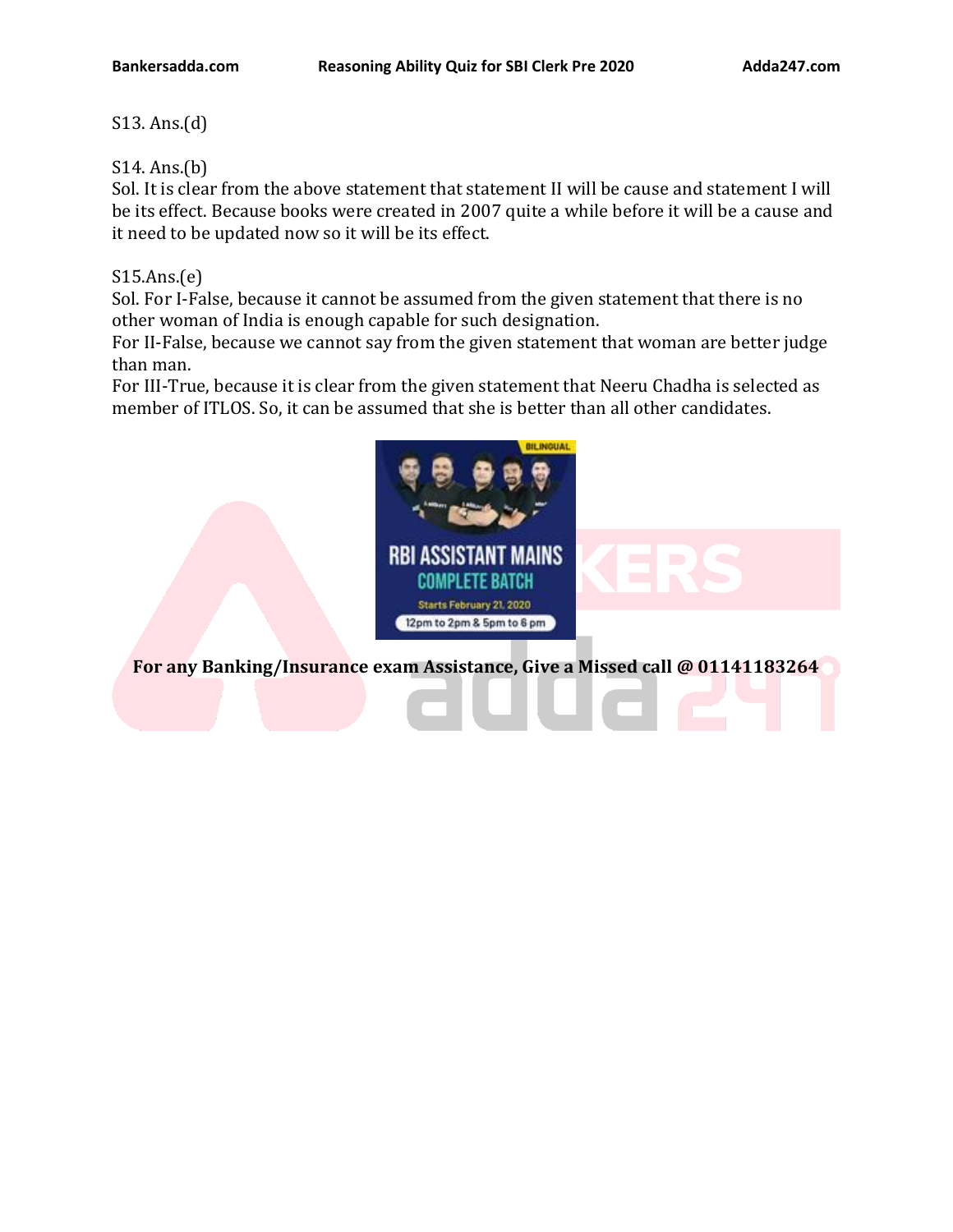S13. Ans.(d)

S14. Ans.(b)
Sol. It is clear from the above statement that statement II will be cause and statement I will be its effect. Because books were created in 2007 quite a while before it will be a cause and it need to be updated now so it will be its effect.

S15.Ans.(e)
Sol. For I-False, because it cannot be assumed from the given statement that there is no other woman of India is enough capable for such designation.
For II-False, because we cannot say from the given statement that woman are better judge than man.
For III-True, because it is clear from the given statement that Neeru Chadha is selected as member of ITLOS. So, it can be assumed that she is better than all other candidates.

**For any Banking/Insurance exam Assistance, Give a Missed call @ 01141183264**